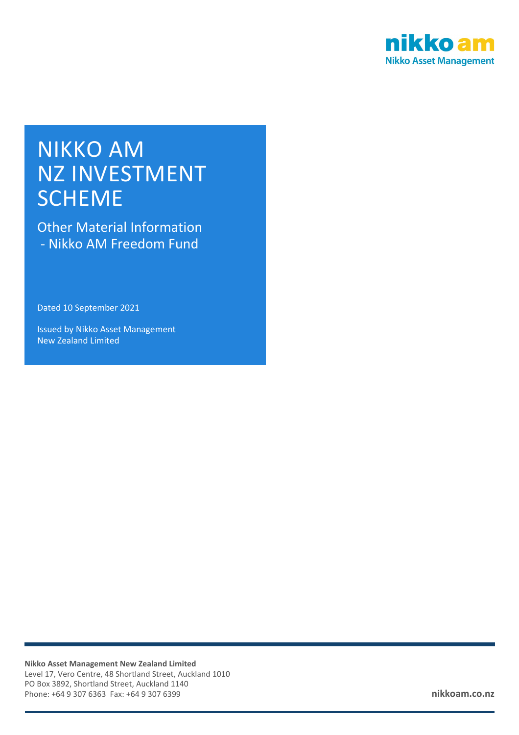nikko am

Nikko Asset Management

# NIKKO AM NZ INVESTMENT SCHEME

## Other Material Information - Nikko AM Freedom Fund

Dated 10 September 2021

Issued by Nikko Asset Management New Zealand Limited

**Nikko Asset Management New Zealand Limited**
Level 17, Vero Centre, 48 Shortland Street, Auckland 1010
PO Box 3892, Shortland Street, Auckland 1140
Phone: +64 9 307 6363 Fax: +64 9 307 6399

**nikkoam.co.nz**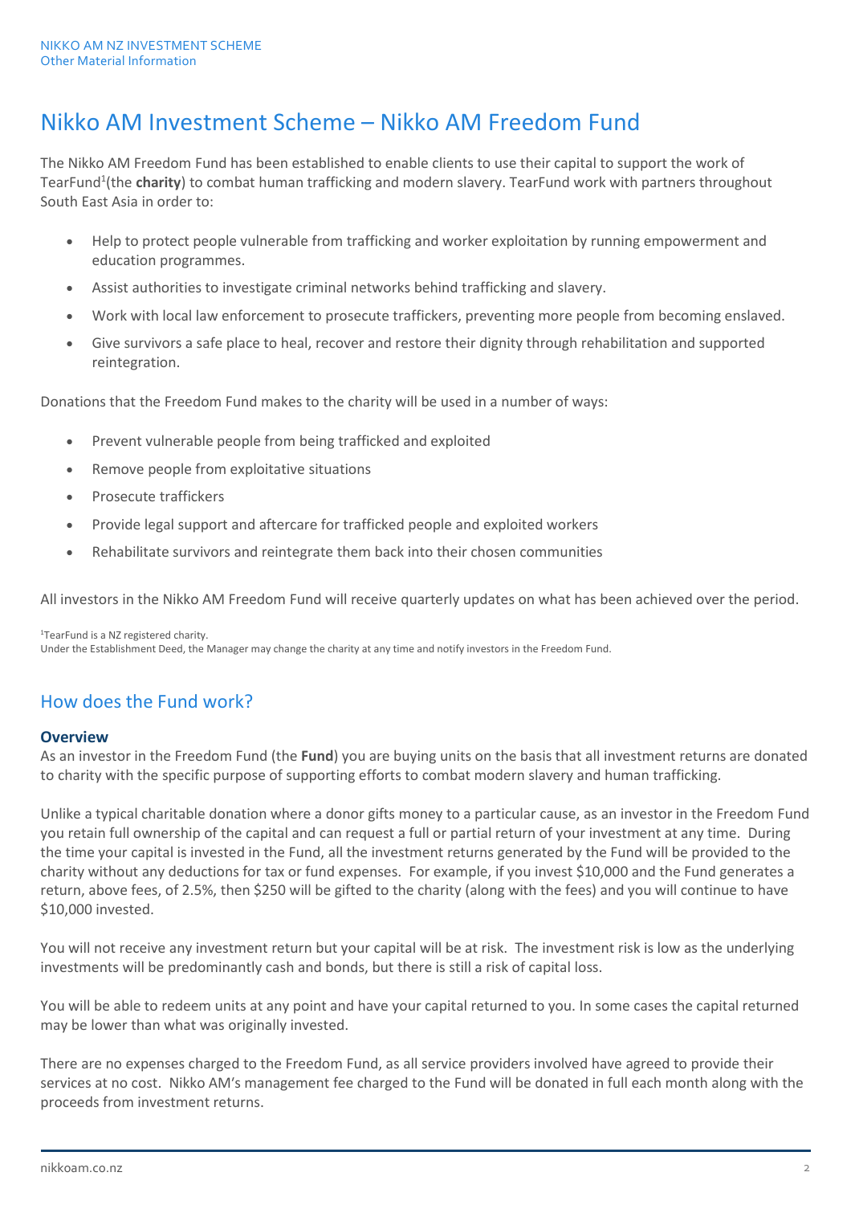# Nikko AM Investment Scheme – Nikko AM Freedom Fund

The Nikko AM Freedom Fund has been established to enable clients to use their capital to support the work of TearFund[1](the **charity**) to combat human trafficking and modern slavery. TearFund work with partners throughout South East Asia in order to:

- Help to protect people vulnerable from trafficking and worker exploitation by running empowerment and education programmes.
- Assist authorities to investigate criminal networks behind trafficking and slavery.
- Work with local law enforcement to prosecute traffickers, preventing more people from becoming enslaved.
- Give survivors a safe place to heal, recover and restore their dignity through rehabilitation and supported reintegration.

Donations that the Freedom Fund makes to the charity will be used in a number of ways:

- Prevent vulnerable people from being trafficked and exploited
- Remove people from exploitative situations
- Prosecute traffickers
- Provide legal support and aftercare for trafficked people and exploited workers
- Rehabilitate survivors and reintegrate them back into their chosen communities

All investors in the Nikko AM Freedom Fund will receive quarterly updates on what has been achieved over the period.

[1]TearFund is a NZ registered charity.
Under the Establishment Deed, the Manager may change the charity at any time and notify investors in the Freedom Fund.

## How does the Fund work?

### Overview

As an investor in the Freedom Fund (the **Fund**) you are buying units on the basis that all investment returns are donated to charity with the specific purpose of supporting efforts to combat modern slavery and human trafficking.

Unlike a typical charitable donation where a donor gifts money to a particular cause, as an investor in the Freedom Fund you retain full ownership of the capital and can request a full or partial return of your investment at any time. During the time your capital is invested in the Fund, all the investment returns generated by the Fund will be provided to the charity without any deductions for tax or fund expenses. For example, if you invest $10,000 and the Fund generates a return, above fees, of 2.5%, then $250 will be gifted to the charity (along with the fees) and you will continue to have $10,000 invested.

You will not receive any investment return but your capital will be at risk. The investment risk is low as the underlying investments will be predominantly cash and bonds, but there is still a risk of capital loss.

You will be able to redeem units at any point and have your capital returned to you. In some cases the capital returned may be lower than what was originally invested.

There are no expenses charged to the Freedom Fund, as all service providers involved have agreed to provide their services at no cost. Nikko AM's management fee charged to the Fund will be donated in full each month along with the proceeds from investment returns.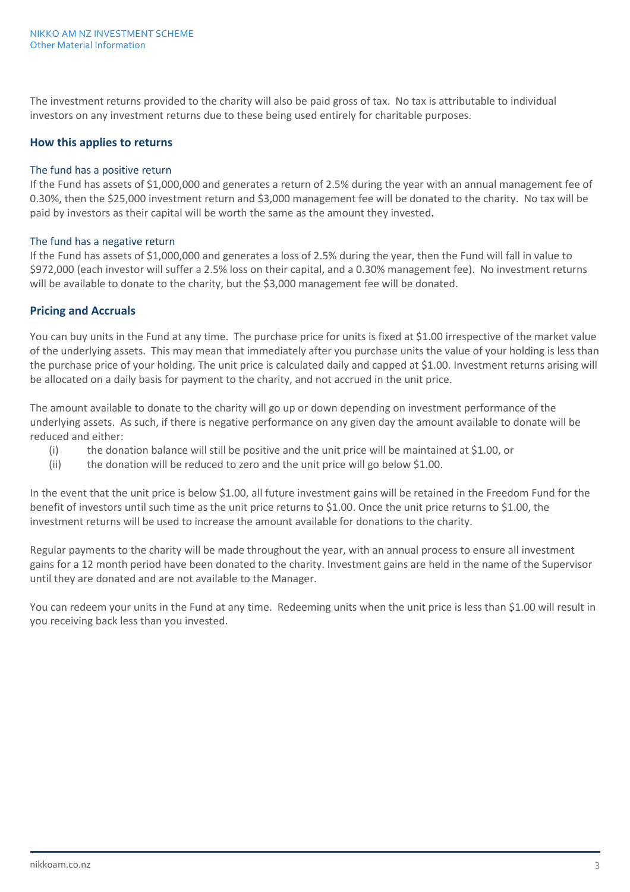The investment returns provided to the charity will also be paid gross of tax. No tax is attributable to individual investors on any investment returns due to these being used entirely for charitable purposes.

### How this applies to returns

#### The fund has a positive return

If the Fund has assets of $1,000,000 and generates a return of 2.5% during the year with an annual management fee of 0.30%, then the $25,000 investment return and $3,000 management fee will be donated to the charity. No tax will be paid by investors as their capital will be worth the same as the amount they invested.

#### The fund has a negative return

If the Fund has assets of $1,000,000 and generates a loss of 2.5% during the year, then the Fund will fall in value to $972,000 (each investor will suffer a 2.5% loss on their capital, and a 0.30% management fee). No investment returns will be available to donate to the charity, but the $3,000 management fee will be donated.

### Pricing and Accruals

You can buy units in the Fund at any time. The purchase price for units is fixed at $1.00 irrespective of the market value of the underlying assets. This may mean that immediately after you purchase units the value of your holding is less than the purchase price of your holding. The unit price is calculated daily and capped at $1.00. Investment returns arising will be allocated on a daily basis for payment to the charity, and not accrued in the unit price.

The amount available to donate to the charity will go up or down depending on investment performance of the underlying assets. As such, if there is negative performance on any given day the amount available to donate will be reduced and either:

(i) the donation balance will still be positive and the unit price will be maintained at $1.00, or

(ii) the donation will be reduced to zero and the unit price will go below $1.00.

In the event that the unit price is below $1.00, all future investment gains will be retained in the Freedom Fund for the benefit of investors until such time as the unit price returns to $1.00. Once the unit price returns to $1.00, the investment returns will be used to increase the amount available for donations to the charity.

Regular payments to the charity will be made throughout the year, with an annual process to ensure all investment gains for a 12 month period have been donated to the charity. Investment gains are held in the name of the Supervisor until they are donated and are not available to the Manager.

You can redeem your units in the Fund at any time. Redeeming units when the unit price is less than $1.00 will result in you receiving back less than you invested.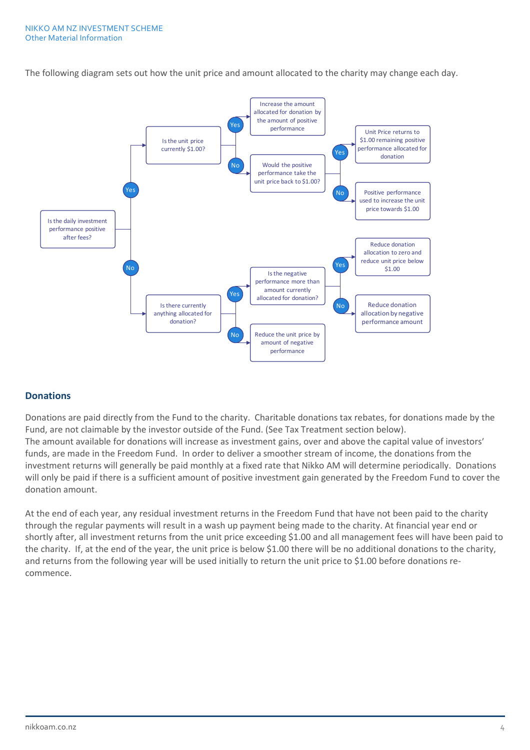The following diagram sets out how the unit price and amount allocated to the charity may change each day.

Is the daily investment performance positive after fees?

- **Yes** → Is the unit price currently $1.00?
  - **Yes** → Increase the amount allocated for donation by the amount of positive performance
  - **No** → Would the positive performance take the unit price back to $1.00?
    - **Yes** → Unit Price returns to $1.00 remaining positive performance allocated for donation
    - **No** → Positive performance used to increase the unit price towards $1.00
- **No** → Is there currently anything allocated for donation?
  - **Yes** → Is the negative performance more than amount currently allocated for donation?
    - **Yes** → Reduce donation allocation to zero and reduce unit price below $1.00
    - **No** → Reduce donation allocation by negative performance amount
  - **No** → Reduce the unit price by amount of negative performance

## Donations

Donations are paid directly from the Fund to the charity. Charitable donations tax rebates, for donations made by the Fund, are not claimable by the investor outside of the Fund. (See Tax Treatment section below).
The amount available for donations will increase as investment gains, over and above the capital value of investors' funds, are made in the Freedom Fund. In order to deliver a smoother stream of income, the donations from the investment returns will generally be paid monthly at a fixed rate that Nikko AM will determine periodically. Donations will only be paid if there is a sufficient amount of positive investment gain generated by the Freedom Fund to cover the donation amount.

At the end of each year, any residual investment returns in the Freedom Fund that have not been paid to the charity through the regular payments will result in a wash up payment being made to the charity. At financial year end or shortly after, all investment returns from the unit price exceeding $1.00 and all management fees will have been paid to the charity. If, at the end of the year, the unit price is below $1.00 there will be no additional donations to the charity, and returns from the following year will be used initially to return the unit price to $1.00 before donations re-commence.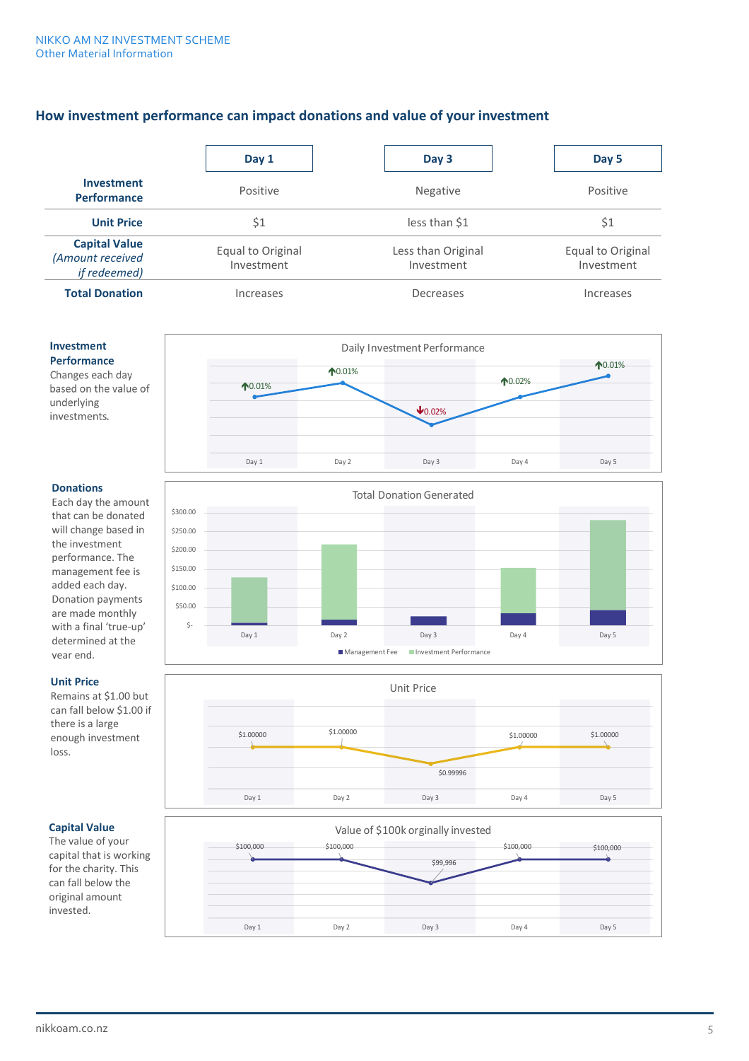## How investment performance can impact donations and value of your investment

| | Day 1 | Day 3 | Day 5 |
|---|---|---|---|
| **Investment Performance** | Positive | Negative | Positive |
| **Unit Price** | $1 | less than $1 | $1 |
| **Capital Value** *(Amount received if redeemed)* | Equal to Original Investment | Less than Original Investment | Equal to Original Investment |
| **Total Donation** | Increases | Decreases | Increases |

**Investment Performance**
Changes each day based on the value of underlying investments.

Daily Investment Performance

| | Day 1 | Day 2 | Day 3 | Day 4 | Day 5 |
|---|---|---|---|---|---|
| Performance | ↑0.01% | ↑0.01% | ↓0.02% | ↑0.02% | ↑0.01% |

**Donations**
Each day the amount that can be donated will change based in the investment performance. The management fee is added each day. Donation payments are made monthly with a final 'true-up' determined at the year end.

Total Donation Generated

Legend: Management Fee, Investment Performance

**Unit Price**
Remains at $1.00 but can fall below $1.00 if there is a large enough investment loss.

Unit Price

| | Day 1 | Day 2 | Day 3 | Day 4 | Day 5 |
|---|---|---|---|---|---|
| Unit Price | $1.00000 | $1.00000 | $0.99996 | $1.00000 | $1.00000 |

**Capital Value**
The value of your capital that is working for the charity. This can fall below the original amount invested.

Value of $100k orignally invested

| | Day 1 | Day 2 | Day 3 | Day 4 | Day 5 |
|---|---|---|---|---|---|
| Value | $100,000 | $100,000 | $99,996 | $100,000 | $100,000 |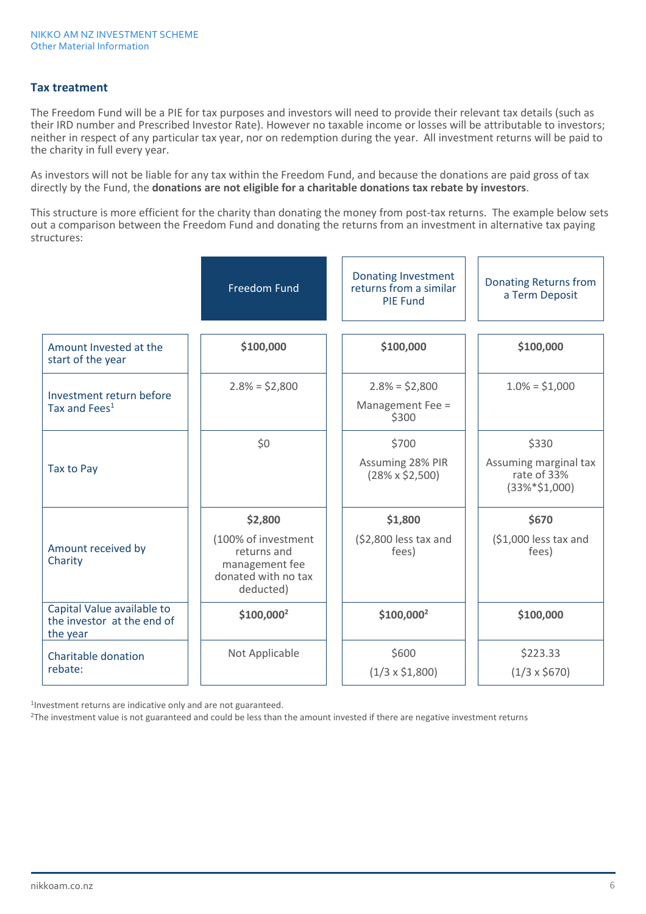## Tax treatment

The Freedom Fund will be a PIE for tax purposes and investors will need to provide their relevant tax details (such as their IRD number and Prescribed Investor Rate). However no taxable income or losses will be attributable to investors; neither in respect of any particular tax year, nor on redemption during the year. All investment returns will be paid to the charity in full every year.

As investors will not be liable for any tax within the Freedom Fund, and because the donations are paid gross of tax directly by the Fund, the **donations are not eligible for a charitable donations tax rebate by investors**.

This structure is more efficient for the charity than donating the money from post-tax returns. The example below sets out a comparison between the Freedom Fund and donating the returns from an investment in alternative tax paying structures:

| | Freedom Fund | Donating Investment returns from a similar PIE Fund | Donating Returns from a Term Deposit |
|---|---|---|---|
| Amount Invested at the start of the year | **$100,000** | **$100,000** | **$100,000** |
| Investment return before Tax and Fees[1] | 2.8% = $2,800 | 2.8% = $2,800<br>Management Fee = $300 | 1.0% = $1,000 |
| Tax to Pay | $0 | $700<br>Assuming 28% PIR (28% x $2,500) | $330<br>Assuming marginal tax rate of 33% (33%*$1,000) |
| Amount received by Charity | **$2,800**<br>(100% of investment returns and management fee donated with no tax deducted) | **$1,800**<br>($2,800 less tax and fees) | **$670**<br>($1,000 less tax and fees) |
| Capital Value available to the investor at the end of the year | **$100,000[2]** | **$100,000[2]** | **$100,000** |
| Charitable donation rebate: | Not Applicable | $600<br>(1/3 x $1,800) | $223.33<br>(1/3 x $670) |

[1]Investment returns are indicative only and are not guaranteed.
[2]The investment value is not guaranteed and could be less than the amount invested if there are negative investment returns